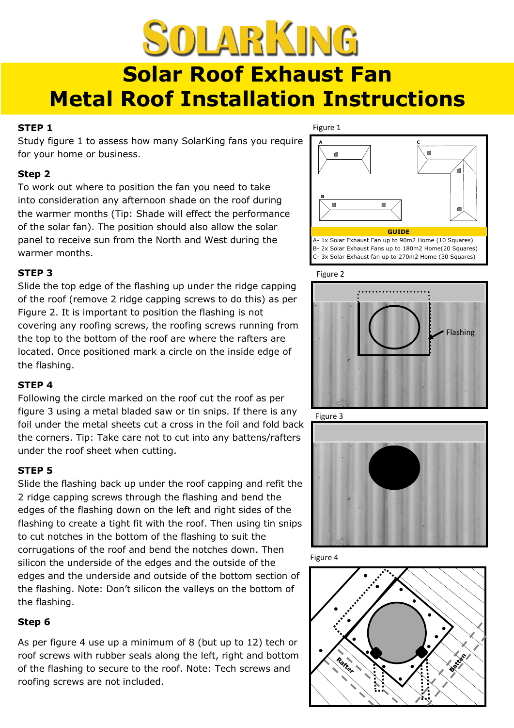# SOLARKING

# Solar Roof Exhaust Fan Metal Roof Installation Instructions

**STEP 1**

Study figure 1 to assess how many SolarKing fans you require for your home or business.

**Step 2**

To work out where to position the fan you need to take into consideration any afternoon shade on the roof during the warmer months (Tip: Shade will effect the performance of the solar fan). The position should also allow the solar panel to receive sun from the North and West during the warmer months.

**STEP 3**

Slide the top edge of the flashing up under the ridge capping of the roof (remove 2 ridge capping screws to do this) as per Figure 2. It is important to position the flashing is not covering any roofing screws, the roofing screws running from the top to the bottom of the roof are where the rafters are located. Once positioned mark a circle on the inside edge of the flashing.

**STEP 4**

Following the circle marked on the roof cut the roof as per figure 3 using a metal bladed saw or tin snips. If there is any foil under the metal sheets cut a cross in the foil and fold back the corners. Tip: Take care not to cut into any battens/rafters under the roof sheet when cutting.

**STEP 5**

Slide the flashing back up under the roof capping and refit the 2 ridge capping screws through the flashing and bend the edges of the flashing down on the left and right sides of the flashing to create a tight fit with the roof. Then using tin snips to cut notches in the bottom of the flashing to suit the corrugations of the roof and bend the notches down. Then silicon the underside of the edges and the outside of the edges and the underside and outside of the bottom section of the flashing. Note: Don't silicon the valleys on the bottom of the flashing.

**Step 6**

As per figure 4 use up a minimum of 8 (but up to 12) tech or roof screws with rubber seals along the left, right and bottom of the flashing to secure to the roof. Note: Tech screws and roofing screws are not included.

Figure 1

A

B

C

**GUIDE**

A- 1x Solar Exhaust Fan up to 90m2 Home (10 Squares)
B- 2x Solar Exhaust Fans up to 180m2 Home(20 Squares)
C- 3x Solar Exhaust fan up to 270m2 Home (30 Squares)

Figure 2

Flashing

Figure 3

Figure 4

Rafter

Batten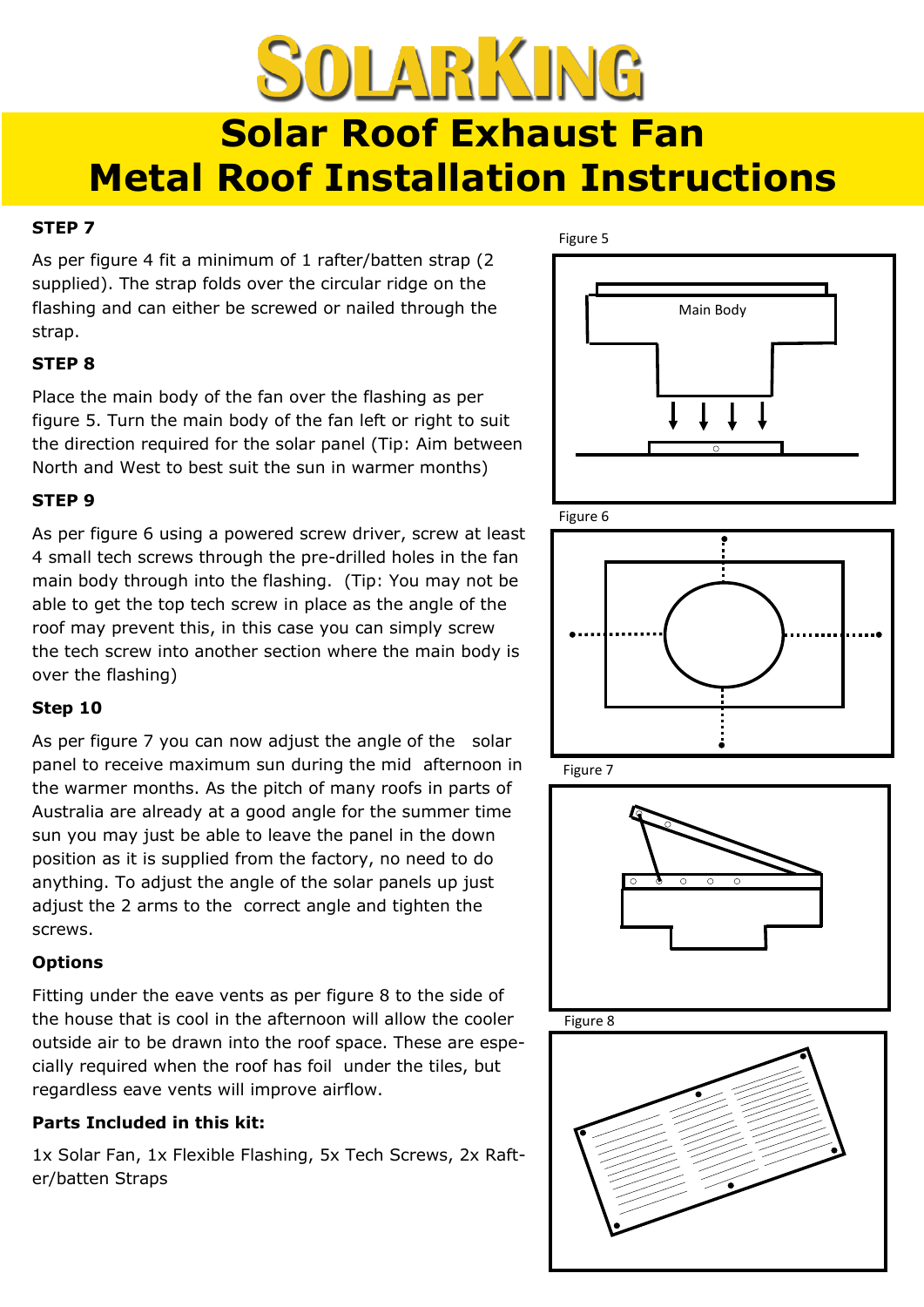# SOLARKING

# Solar Roof Exhaust Fan Metal Roof Installation Instructions

### STEP 7

As per figure 4 fit a minimum of 1 rafter/batten strap (2 supplied). The strap folds over the circular ridge on the flashing and can either be screwed or nailed through the strap.

### STEP 8

Place the main body of the fan over the flashing as per figure 5. Turn the main body of the fan left or right to suit the direction required for the solar panel (Tip: Aim between North and West to best suit the sun in warmer months)

### STEP 9

As per figure 6 using a powered screw driver, screw at least 4 small tech screws through the pre-drilled holes in the fan main body through into the flashing. (Tip: You may not be able to get the top tech screw in place as the angle of the roof may prevent this, in this case you can simply screw the tech screw into another section where the main body is over the flashing)

### Step 10

As per figure 7 you can now adjust the angle of the solar panel to receive maximum sun during the mid afternoon in the warmer months. As the pitch of many roofs in parts of Australia are already at a good angle for the summer time sun you may just be able to leave the panel in the down position as it is supplied from the factory, no need to do anything. To adjust the angle of the solar panels up just adjust the 2 arms to the correct angle and tighten the screws.

### Options

Fitting under the eave vents as per figure 8 to the side of the house that is cool in the afternoon will allow the cooler outside air to be drawn into the roof space. These are especially required when the roof has foil under the tiles, but regardless eave vents will improve airflow.

### Parts Included in this kit:

1x Solar Fan, 1x Flexible Flashing, 5x Tech Screws, 2x Rafter/batten Straps

Figure 5

Main Body

Figure 6

Figure 7

Figure 8